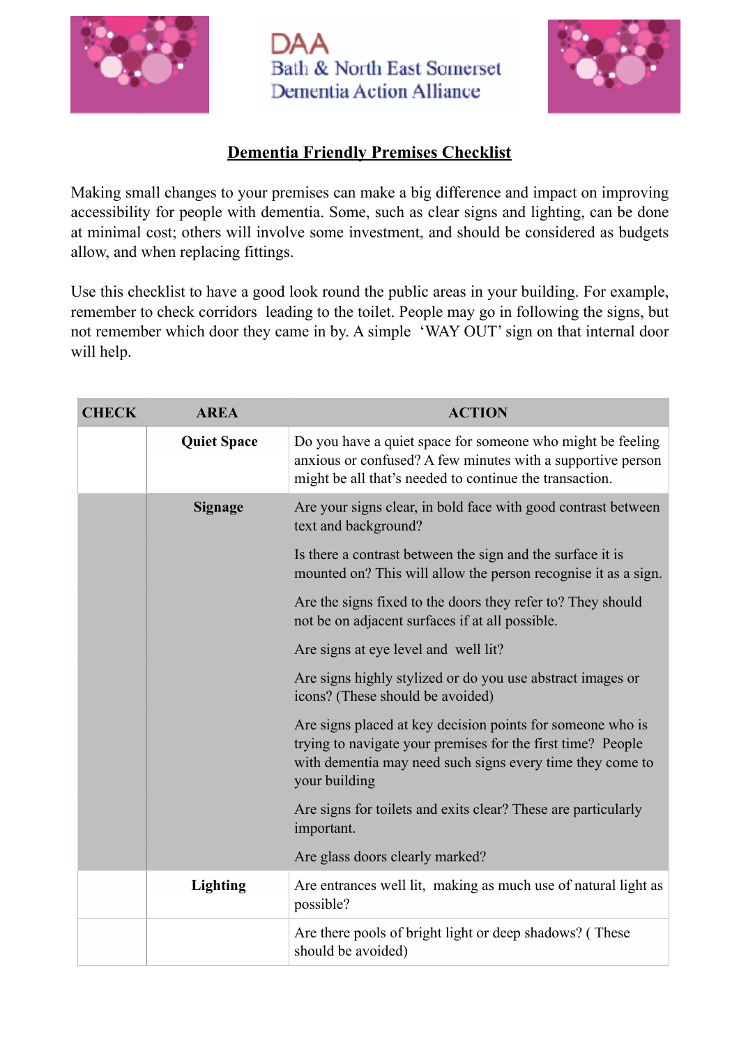DAA
Bath & North East Somerset
Dementia Action Alliance

# Dementia Friendly Premises Checklist

Making small changes to your premises can make a big difference and impact on improving accessibility for people with dementia. Some, such as clear signs and lighting, can be done at minimal cost; others will involve some investment, and should be considered as budgets allow, and when replacing fittings.

Use this checklist to have a good look round the public areas in your building. For example, remember to check corridors leading to the toilet. People may go in following the signs, but not remember which door they came in by. A simple 'WAY OUT' sign on that internal door will help.

| CHECK | AREA | ACTION |
|---|---|---|
| | **Quiet Space** | Do you have a quiet space for someone who might be feeling anxious or confused? A few minutes with a supportive person might be all that's needed to continue the transaction. |
| | **Signage** | Are your signs clear, in bold face with good contrast between text and background? |
| | | Is there a contrast between the sign and the surface it is mounted on? This will allow the person recognise it as a sign. |
| | | Are the signs fixed to the doors they refer to? They should not be on adjacent surfaces if at all possible. |
| | | Are signs at eye level and well lit? |
| | | Are signs highly stylized or do you use abstract images or icons? (These should be avoided) |
| | | Are signs placed at key decision points for someone who is trying to navigate your premises for the first time? People with dementia may need such signs every time they come to your building |
| | | Are signs for toilets and exits clear? These are particularly important. |
| | | Are glass doors clearly marked? |
| | **Lighting** | Are entrances well lit, making as much use of natural light as possible? |
| | | Are there pools of bright light or deep shadows? ( These should be avoided) |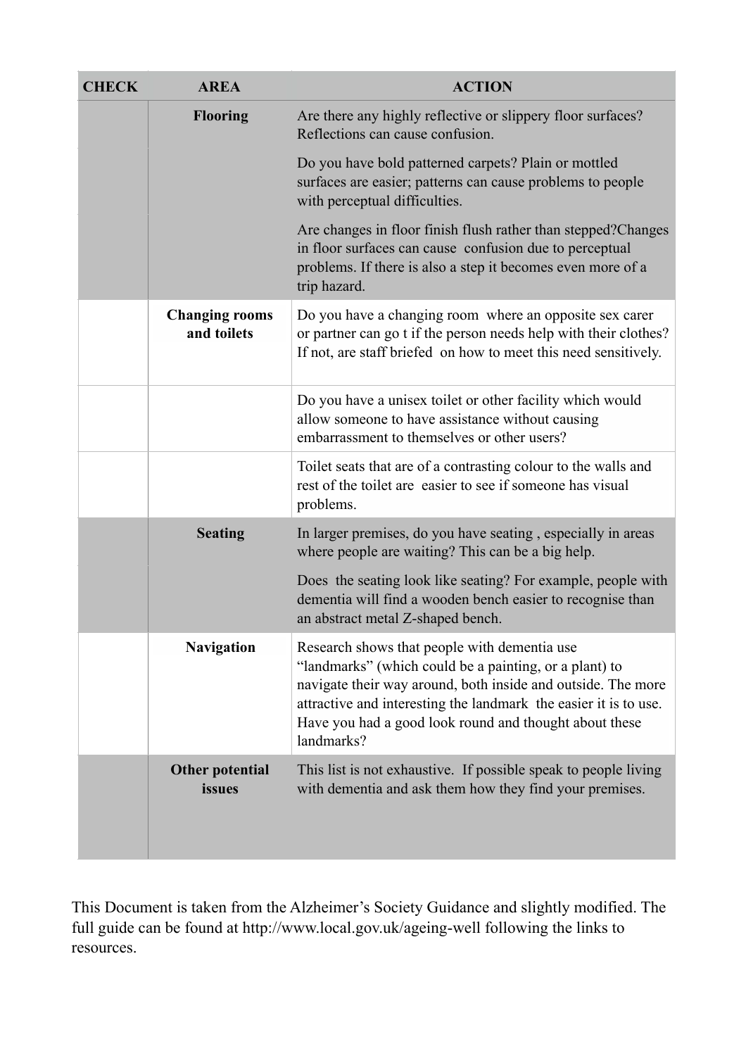| CHECK | AREA | ACTION |
|---|---|---|
| | **Flooring** | Are there any highly reflective or slippery floor surfaces? Reflections can cause confusion. |
| | | Do you have bold patterned carpets? Plain or mottled surfaces are easier; patterns can cause problems to people with perceptual difficulties. |
| | | Are changes in floor finish flush rather than stepped?Changes in floor surfaces can cause confusion due to perceptual problems. If there is also a step it becomes even more of a trip hazard. |
| | **Changing rooms and toilets** | Do you have a changing room where an opposite sex carer or partner can go t if the person needs help with their clothes? If not, are staff briefed on how to meet this need sensitively. |
| | | Do you have a unisex toilet or other facility which would allow someone to have assistance without causing embarrassment to themselves or other users? |
| | | Toilet seats that are of a contrasting colour to the walls and rest of the toilet are easier to see if someone has visual problems. |
| | **Seating** | In larger premises, do you have seating , especially in areas where people are waiting? This can be a big help. |
| | | Does the seating look like seating? For example, people with dementia will find a wooden bench easier to recognise than an abstract metal Z-shaped bench. |
| | **Navigation** | Research shows that people with dementia use "landmarks" (which could be a painting, or a plant) to navigate their way around, both inside and outside. The more attractive and interesting the landmark the easier it is to use. Have you had a good look round and thought about these landmarks? |
| | **Other potential issues** | This list is not exhaustive. If possible speak to people living with dementia and ask them how they find your premises. |

This Document is taken from the Alzheimer's Society Guidance and slightly modified. The full guide can be found at http://www.local.gov.uk/ageing-well following the links to resources.